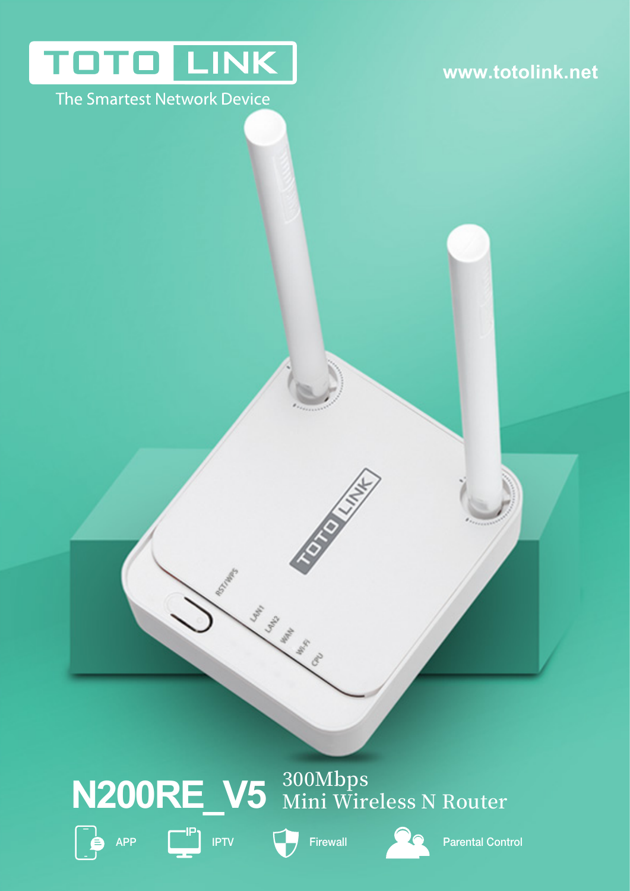TOTO LINK

The Smartest Network Device

www.totolink.net

# N200RE_V5

300Mbps
Mini Wireless N Router

APP   IPTV   Firewall   Parental Control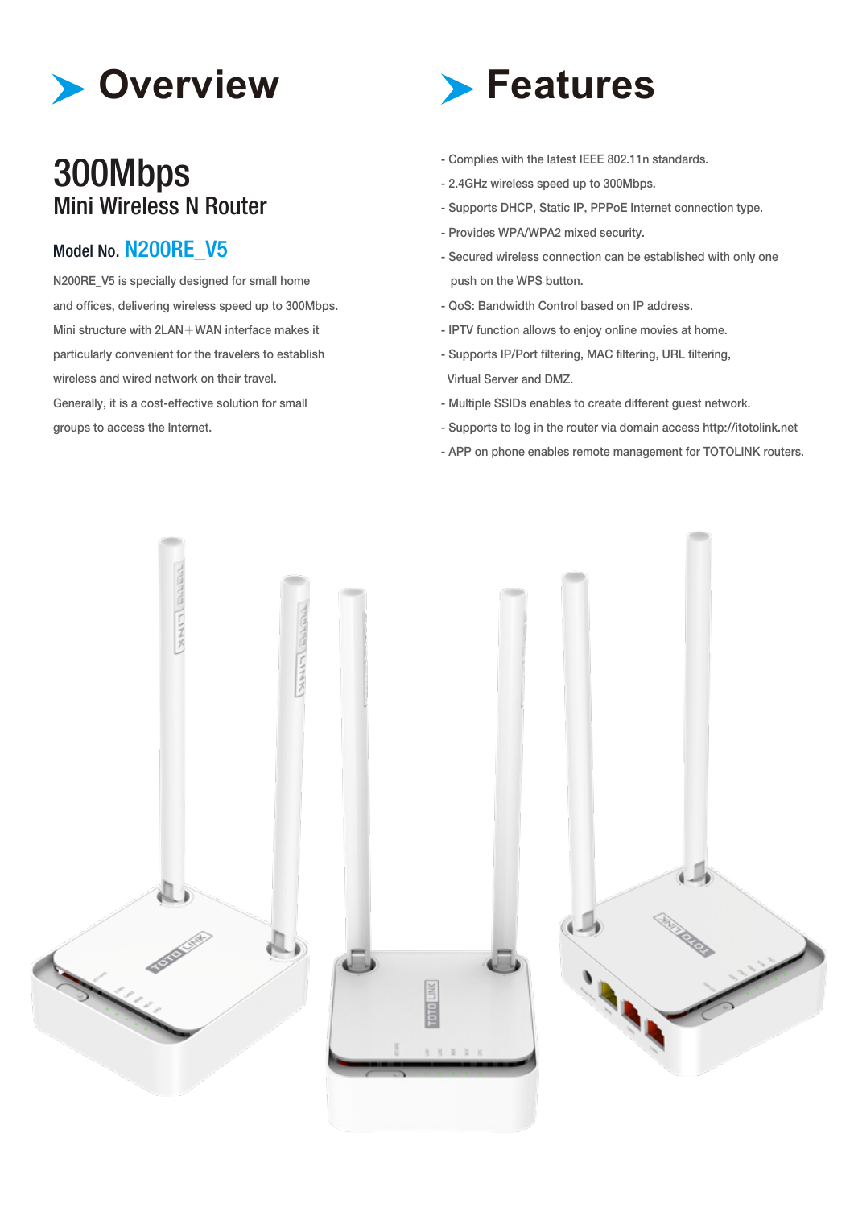# Overview

## 300Mbps
### Mini Wireless N Router

**Model No. N200RE_V5**

N200RE_V5 is specially designed for small home and offices, delivering wireless speed up to 300Mbps. Mini structure with 2LAN＋WAN interface makes it particularly convenient for the travelers to establish wireless and wired network on their travel. Generally, it is a cost-effective solution for small groups to access the Internet.

# Features

- Complies with the latest IEEE 802.11n standards.
- 2.4GHz wireless speed up to 300Mbps.
- Supports DHCP, Static IP, PPPoE Internet connection type.
- Provides WPA/WPA2 mixed security.
- Secured wireless connection can be established with only one push on the WPS button.
- QoS: Bandwidth Control based on IP address.
- IPTV function allows to enjoy online movies at home.
- Supports IP/Port filtering, MAC filtering, URL filtering, Virtual Server and DMZ.
- Multiple SSIDs enables to create different guest network.
- Supports to log in the router via domain access http://itotolink.net
- APP on phone enables remote management for TOTOLINK routers.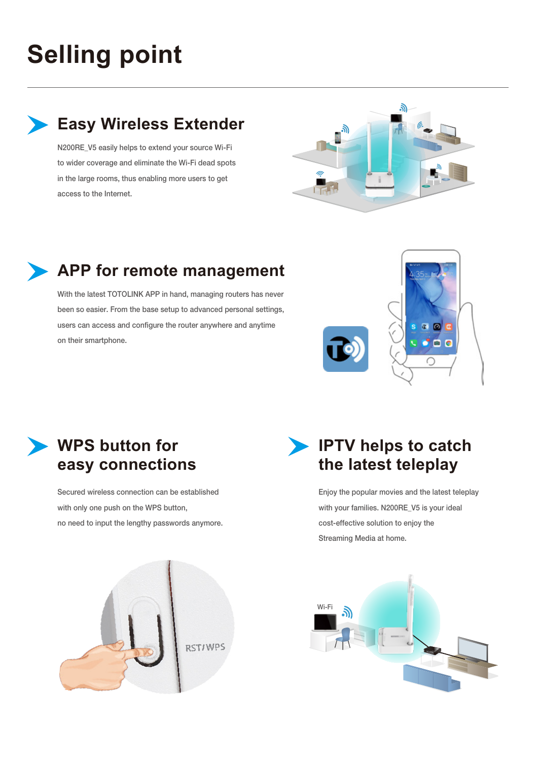# Selling point

## Easy Wireless Extender

N200RE_V5 easily helps to extend your source Wi-Fi to wider coverage and eliminate the Wi-Fi dead spots in the large rooms, thus enabling more users to get access to the Internet.

## APP for remote management

With the latest TOTOLINK APP in hand, managing routers has never been so easier. From the base setup to advanced personal settings, users can access and configure the router anywhere and anytime on their smartphone.

## WPS button for easy connections

Secured wireless connection can be established with only one push on the WPS button, no need to input the lengthy passwords anymore.

## IPTV helps to catch the latest teleplay

Enjoy the popular movies and the latest teleplay with your families. N200RE_V5 is your ideal cost-effective solution to enjoy the Streaming Media at home.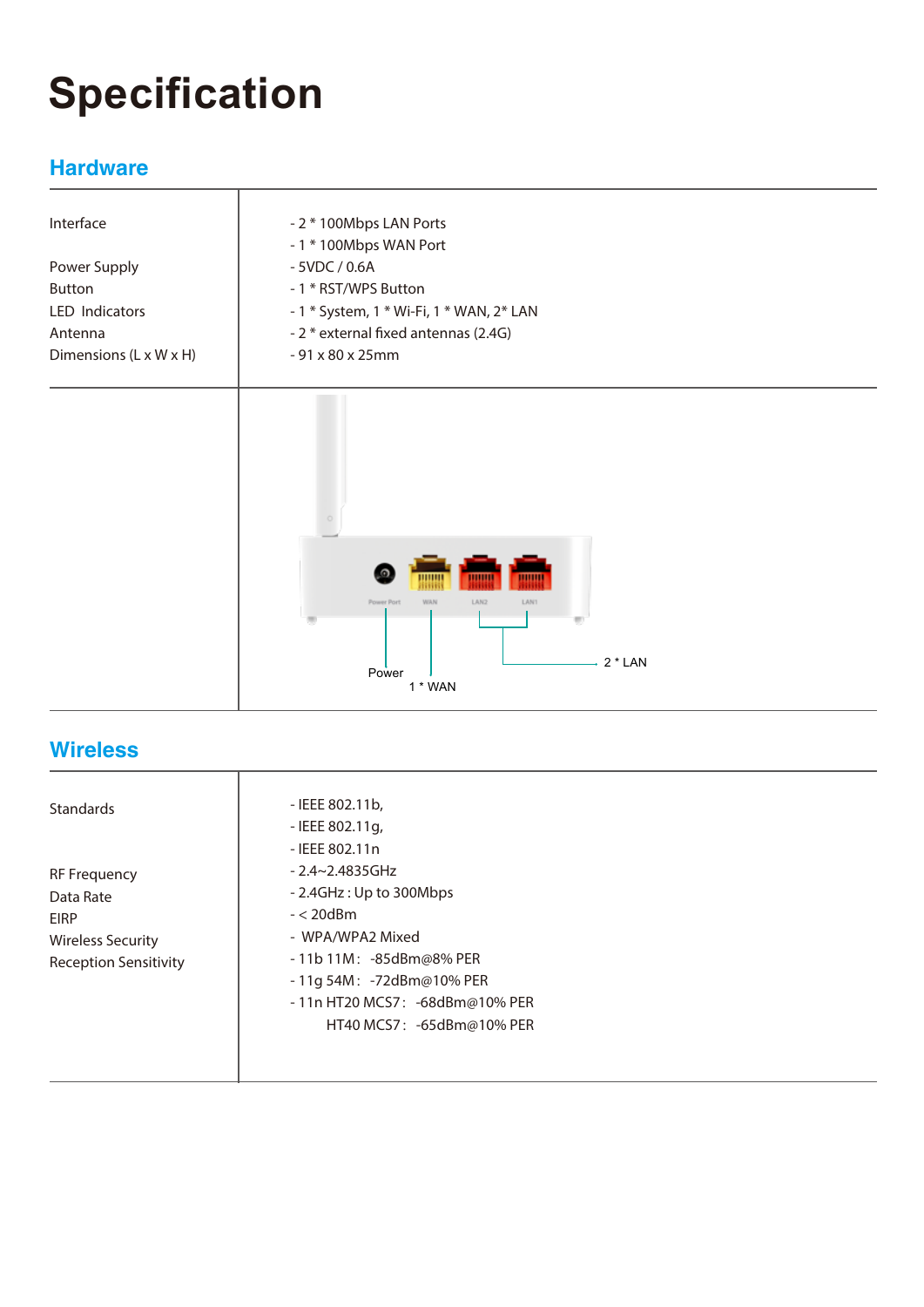# Specification

## Hardware

| | |
|---|---|
| Interface | - 2 * 100Mbps LAN Ports<br>- 1 * 100Mbps WAN Port |
| Power Supply | - 5VDC / 0.6A |
| Button | - 1 * RST/WPS Button |
| LED Indicators | - 1 * System, 1 * Wi-Fi, 1 * WAN, 2* LAN |
| Antenna | - 2 * external fixed antennas (2.4G) |
| Dimensions (L x W x H) | - 91 x 80 x 25mm |

Power

1 * WAN

2 * LAN

## Wireless

| | |
|---|---|
| Standards | - IEEE 802.11b,<br>- IEEE 802.11g,<br>- IEEE 802.11n |
| RF Frequency | - 2.4~2.4835GHz |
| Data Rate | - 2.4GHz : Up to 300Mbps |
| EIRP | - < 20dBm |
| Wireless Security | - WPA/WPA2 Mixed |
| Reception Sensitivity | - 11b 11M : -85dBm@8% PER<br>- 11g 54M : -72dBm@10% PER<br>- 11n HT20 MCS7 : -68dBm@10% PER<br>HT40 MCS7 : -65dBm@10% PER |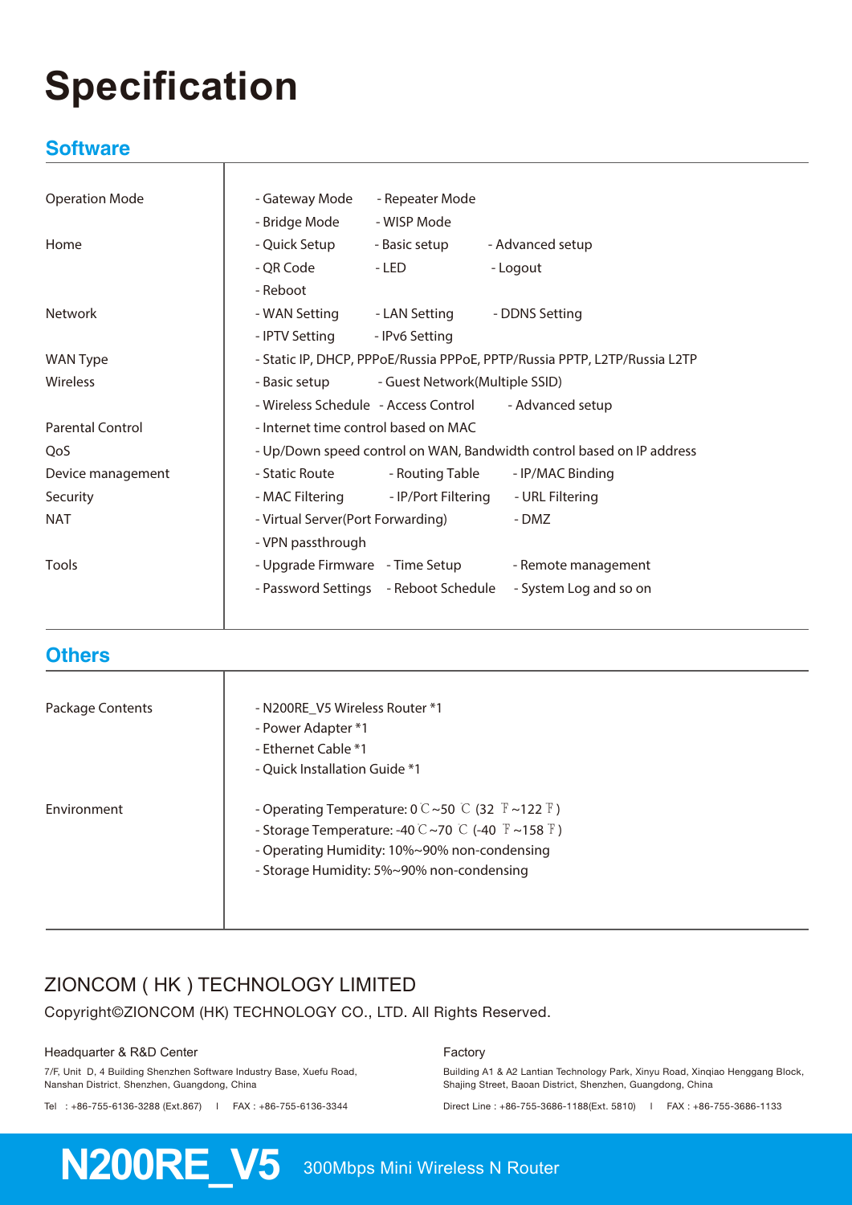# Specification

## Software

| | |
|---|---|
| Operation Mode | - Gateway Mode - Repeater Mode<br>- Bridge Mode - WISP Mode |
| Home | - Quick Setup - Basic setup - Advanced setup<br>- QR Code - LED - Logout<br>- Reboot |
| Network | - WAN Setting - LAN Setting - DDNS Setting<br>- IPTV Setting - IPv6 Setting |
| WAN Type | - Static IP, DHCP, PPPoE/Russia PPPoE, PPTP/Russia PPTP, L2TP/Russia L2TP |
| Wireless | - Basic setup - Guest Network(Multiple SSID)<br>- Wireless Schedule - Access Control - Advanced setup |
| Parental Control | - Internet time control based on MAC |
| QoS | - Up/Down speed control on WAN, Bandwidth control based on IP address |
| Device management | - Static Route - Routing Table - IP/MAC Binding |
| Security | - MAC Filtering - IP/Port Filtering - URL Filtering |
| NAT | - Virtual Server(Port Forwarding) - DMZ<br>- VPN passthrough |
| Tools | - Upgrade Firmware - Time Setup - Remote management<br>- Password Settings - Reboot Schedule - System Log and so on |

## Others

| | |
|---|---|
| Package Contents | - N200RE_V5 Wireless Router *1<br>- Power Adapter *1<br>- Ethernet Cable *1<br>- Quick Installation Guide *1 |
| Environment | - Operating Temperature: 0℃~50 ℃ (32 ℉~122℉)<br>- Storage Temperature: -40℃~70 ℃ (-40 ℉~158℉)<br>- Operating Humidity: 10%~90% non-condensing<br>- Storage Humidity: 5%~90% non-condensing |

ZIONCOM ( HK ) TECHNOLOGY LIMITED

Copyright©ZIONCOM (HK) TECHNOLOGY CO., LTD. All Rights Reserved.

Headquarter & R&D Center

7/F, Unit D, 4 Building Shenzhen Software Industry Base, Xuefu Road, Nanshan District, Shenzhen, Guangdong, China

Tel : +86-755-6136-3288 (Ext.867) | FAX : +86-755-6136-3344

Factory

Building A1 & A2 Lantian Technology Park, Xinyu Road, Xinqiao Henggang Block, Shajing Street, Baoan District, Shenzhen, Guangdong, China

Direct Line : +86-755-3686-1188(Ext. 5810) | FAX : +86-755-3686-1133

**N200RE_V5** 300Mbps Mini Wireless N Router